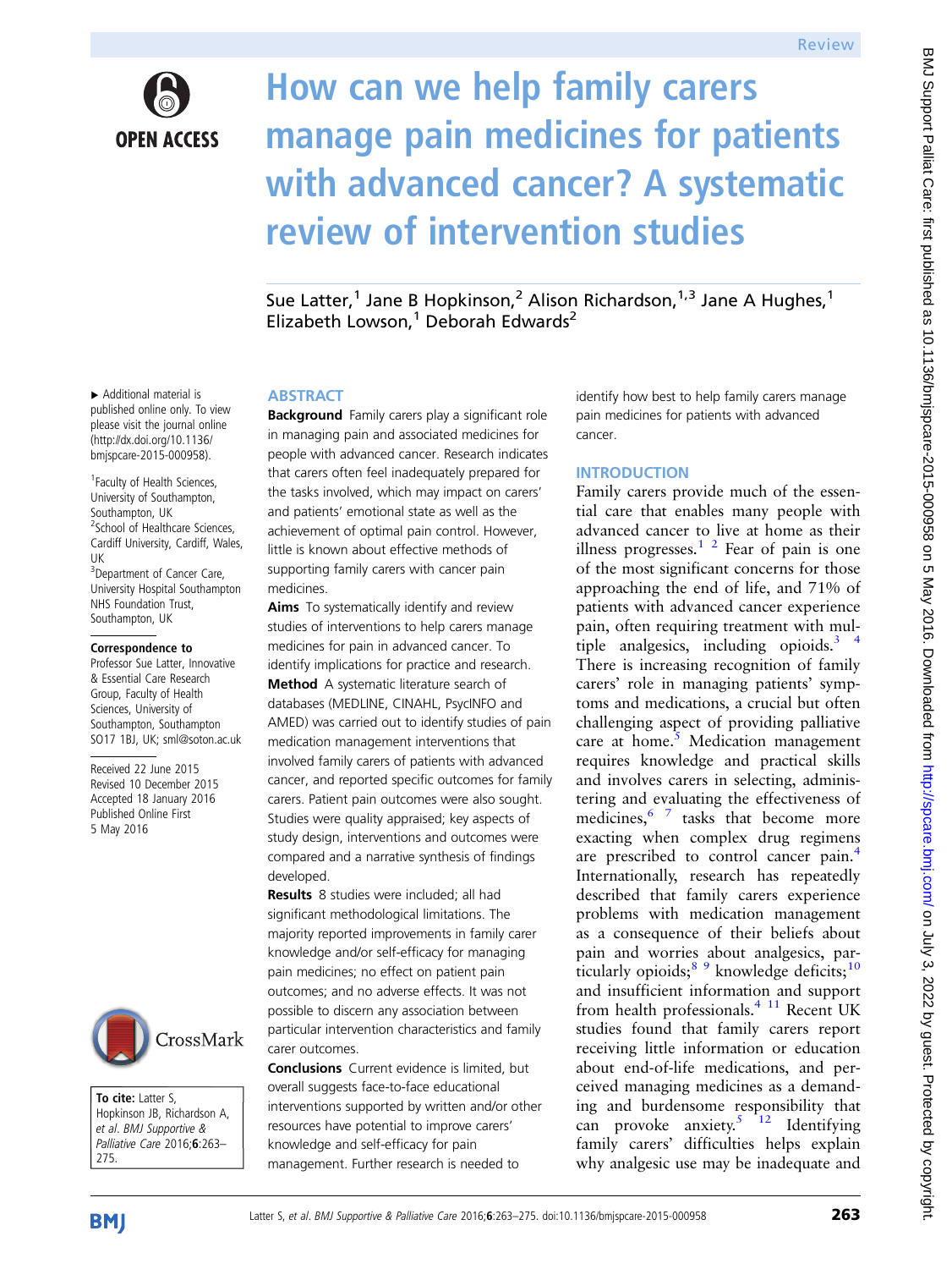Review

# How can we help family carers manage pain medicines for patients with advanced cancer? A systematic review of intervention studies

Sue Latter,[1] Jane B Hopkinson,[2] Alison Richardson,[1,3] Jane A Hughes,[1] Elizabeth Lowson,[1] Deborah Edwards[2]

▸ Additional material is published online only. To view please visit the journal online (http://dx.doi.org/10.1136/bmjspcare-2015-000958).

[1]Faculty of Health Sciences, University of Southampton, Southampton, UK
[2]School of Healthcare Sciences, Cardiff University, Cardiff, Wales, UK
[3]Department of Cancer Care, University Hospital Southampton NHS Foundation Trust, Southampton, UK

**Correspondence to**
Professor Sue Latter, Innovative & Essential Care Research Group, Faculty of Health Sciences, University of Southampton, Southampton SO17 1BJ, UK; sml@soton.ac.uk

Received 22 June 2015
Revised 10 December 2015
Accepted 18 January 2016
Published Online First 5 May 2016

**To cite:** Latter S, Hopkinson JB, Richardson A, et al. *BMJ Supportive & Palliative Care* 2016;**6**:263–275.

## ABSTRACT

**Background** Family carers play a significant role in managing pain and associated medicines for people with advanced cancer. Research indicates that carers often feel inadequately prepared for the tasks involved, which may impact on carers' and patients' emotional state as well as the achievement of optimal pain control. However, little is known about effective methods of supporting family carers with cancer pain medicines.

**Aims** To systematically identify and review studies of interventions to help carers manage medicines for pain in advanced cancer. To identify implications for practice and research.

**Method** A systematic literature search of databases (MEDLINE, CINAHL, PsycINFO and AMED) was carried out to identify studies of pain medication management interventions that involved family carers of patients with advanced cancer, and reported specific outcomes for family carers. Patient pain outcomes were also sought. Studies were quality appraised; key aspects of study design, interventions and outcomes were compared and a narrative synthesis of findings developed.

**Results** 8 studies were included; all had significant methodological limitations. The majority reported improvements in family carer knowledge and/or self-efficacy for managing pain medicines; no effect on patient pain outcomes; and no adverse effects. It was not possible to discern any association between particular intervention characteristics and family carer outcomes.

**Conclusions** Current evidence is limited, but overall suggests face-to-face educational interventions supported by written and/or other resources have potential to improve carers' knowledge and self-efficacy for pain management. Further research is needed to identify how best to help family carers manage pain medicines for patients with advanced cancer.

## INTRODUCTION

Family carers provide much of the essential care that enables many people with advanced cancer to live at home as their illness progresses.[1,2] Fear of pain is one of the most significant concerns for those approaching the end of life, and 71% of patients with advanced cancer experience pain, often requiring treatment with multiple analgesics, including opioids.[3,4] There is increasing recognition of family carers' role in managing patients' symptoms and medications, a crucial but often challenging aspect of providing palliative care at home.[5] Medication management requires knowledge and practical skills and involves carers in selecting, administering and evaluating the effectiveness of medicines,[6,7] tasks that become more exacting when complex drug regimens are prescribed to control cancer pain.[4] Internationally, research has repeatedly described that family carers experience problems with medication management as a consequence of their beliefs about pain and worries about analgesics, particularly opioids;[8,9] knowledge deficits;[10] and insufficient information and support from health professionals.[4,11] Recent UK studies found that family carers report receiving little information or education about end-of-life medications, and perceived managing medicines as a demanding and burdensome responsibility that can provoke anxiety.[5,12] Identifying family carers' difficulties helps explain why analgesic use may be inadequate and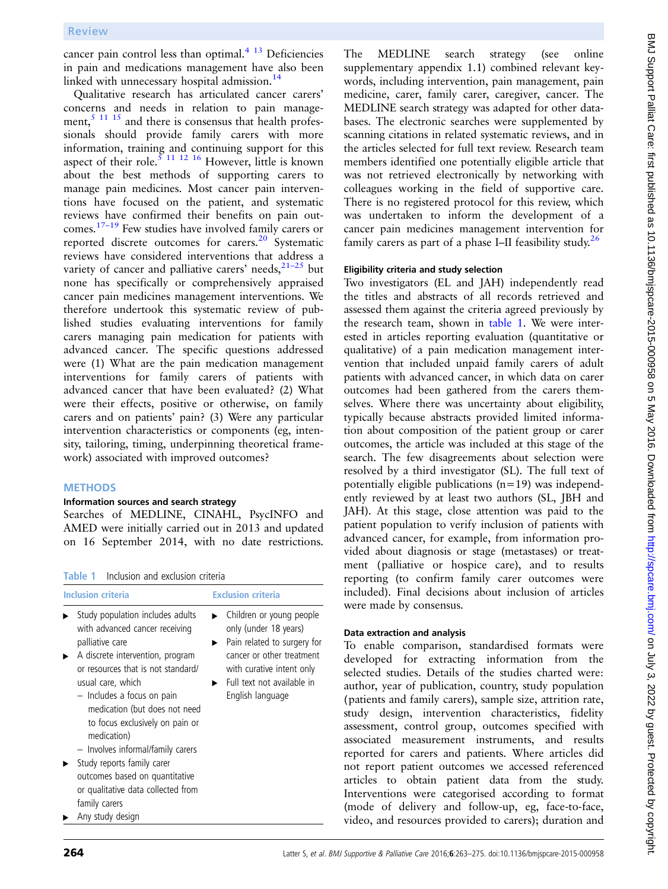cancer pain control less than optimal.[4 13] Deficiencies in pain and medications management have also been linked with unnecessary hospital admission.[14]

Qualitative research has articulated cancer carers' concerns and needs in relation to pain management,[5 11 15] and there is consensus that health professionals should provide family carers with more information, training and continuing support for this aspect of their role.[5 11 12 16] However, little is known about the best methods of supporting carers to manage pain medicines. Most cancer pain interventions have focused on the patient, and systematic reviews have confirmed their benefits on pain outcomes.[17–19] Few studies have involved family carers or reported discrete outcomes for carers.[20] Systematic reviews have considered interventions that address a variety of cancer and palliative carers' needs,[21–25] but none has specifically or comprehensively appraised cancer pain medicines management interventions. We therefore undertook this systematic review of published studies evaluating interventions for family carers managing pain medication for patients with advanced cancer. The specific questions addressed were (1) What are the pain medication management interventions for family carers of patients with advanced cancer that have been evaluated? (2) What were their effects, positive or otherwise, on family carers and on patients' pain? (3) Were any particular intervention characteristics or components (eg, intensity, tailoring, timing, underpinning theoretical framework) associated with improved outcomes?

## METHODS

### Information sources and search strategy

Searches of MEDLINE, CINAHL, PsycINFO and AMED were initially carried out in 2013 and updated on 16 September 2014, with no date restrictions.

Table 1 Inclusion and exclusion criteria

| Inclusion criteria | Exclusion criteria |
|---|---|
| ▶ Study population includes adults with advanced cancer receiving palliative care<br>▶ A discrete intervention, program or resources that is not standard/usual care, which<br>– Includes a focus on pain medication (but does not need to focus exclusively on pain or medication)<br>– Involves informal/family carers<br>▶ Study reports family carer outcomes based on quantitative or qualitative data collected from family carers<br>▶ Any study design | ▶ Children or young people only (under 18 years)<br>▶ Pain related to surgery for cancer or other treatment with curative intent only<br>▶ Full text not available in English language |

The MEDLINE search strategy (see online supplementary appendix 1.1) combined relevant keywords, including intervention, pain management, pain medicine, carer, family carer, caregiver, cancer. The MEDLINE search strategy was adapted for other databases. The electronic searches were supplemented by scanning citations in related systematic reviews, and in the articles selected for full text review. Research team members identified one potentially eligible article that was not retrieved electronically by networking with colleagues working in the field of supportive care. There is no registered protocol for this review, which was undertaken to inform the development of a cancer pain medicines management intervention for family carers as part of a phase I–II feasibility study.[26]

### Eligibility criteria and study selection

Two investigators (EL and JAH) independently read the titles and abstracts of all records retrieved and assessed them against the criteria agreed previously by the research team, shown in table 1. We were interested in articles reporting evaluation (quantitative or qualitative) of a pain medication management intervention that included unpaid family carers of adult patients with advanced cancer, in which data on carer outcomes had been gathered from the carers themselves. Where there was uncertainty about eligibility, typically because abstracts provided limited information about composition of the patient group or carer outcomes, the article was included at this stage of the search. The few disagreements about selection were resolved by a third investigator (SL). The full text of potentially eligible publications (n=19) was independently reviewed by at least two authors (SL, JBH and JAH). At this stage, close attention was paid to the patient population to verify inclusion of patients with advanced cancer, for example, from information provided about diagnosis or stage (metastases) or treatment (palliative or hospice care), and to results reporting (to confirm family carer outcomes were included). Final decisions about inclusion of articles were made by consensus.

### Data extraction and analysis

To enable comparison, standardised formats were developed for extracting information from the selected studies. Details of the studies charted were: author, year of publication, country, study population (patients and family carers), sample size, attrition rate, study design, intervention characteristics, fidelity assessment, control group, outcomes specified with associated measurement instruments, and results reported for carers and patients. Where articles did not report patient outcomes we accessed referenced articles to obtain patient data from the study. Interventions were categorised according to format (mode of delivery and follow-up, eg, face-to-face, video, and resources provided to carers); duration and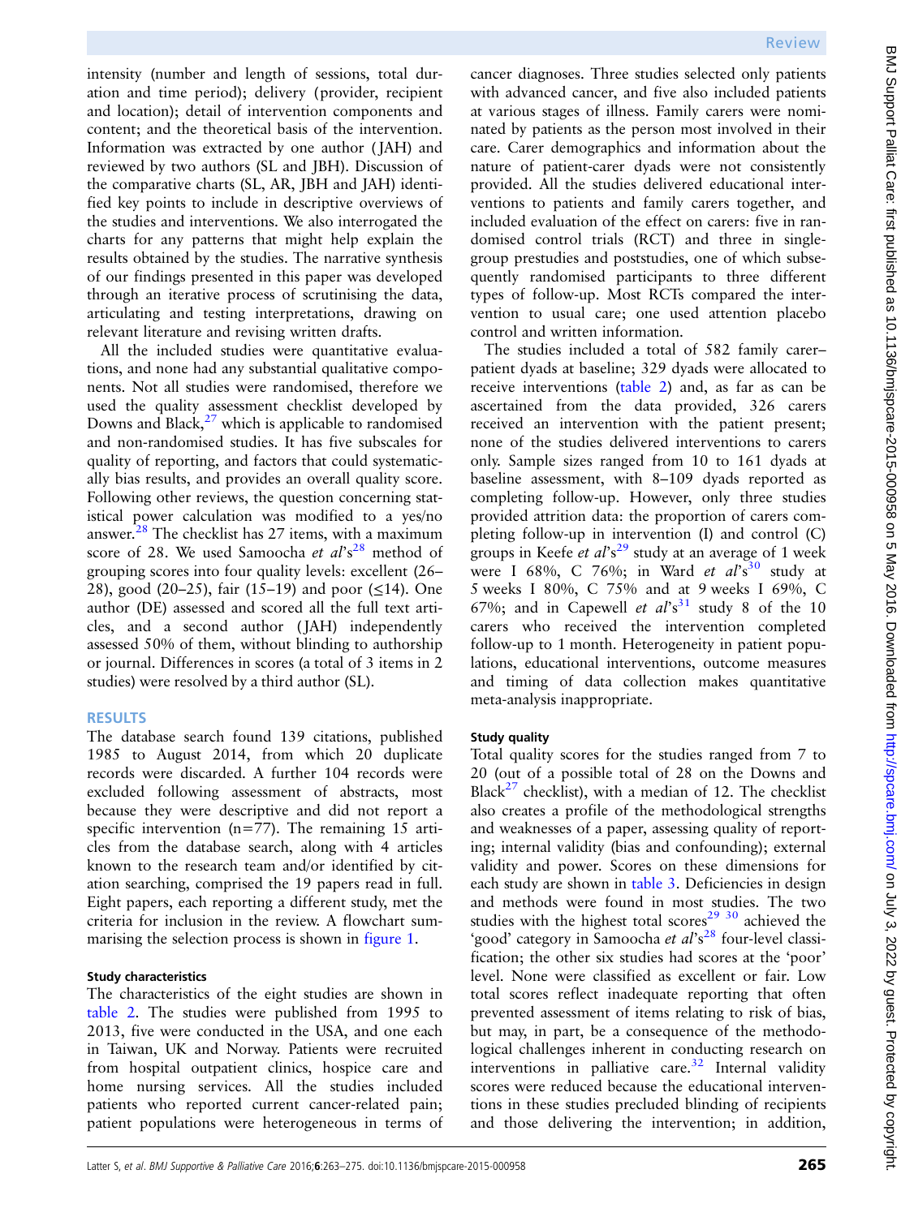intensity (number and length of sessions, total duration and time period); delivery (provider, recipient and location); detail of intervention components and content; and the theoretical basis of the intervention. Information was extracted by one author (JAH) and reviewed by two authors (SL and JBH). Discussion of the comparative charts (SL, AR, JBH and JAH) identified key points to include in descriptive overviews of the studies and interventions. We also interrogated the charts for any patterns that might help explain the results obtained by the studies. The narrative synthesis of our findings presented in this paper was developed through an iterative process of scrutinising the data, articulating and testing interpretations, drawing on relevant literature and revising written drafts.

All the included studies were quantitative evaluations, and none had any substantial qualitative components. Not all studies were randomised, therefore we used the quality assessment checklist developed by Downs and Black,[27] which is applicable to randomised and non-randomised studies. It has five subscales for quality of reporting, and factors that could systematically bias results, and provides an overall quality score. Following other reviews, the question concerning statistical power calculation was modified to a yes/no answer.[28] The checklist has 27 items, with a maximum score of 28. We used Samoocha *et al*'s[28] method of grouping scores into four quality levels: excellent (26–28), good (20–25), fair (15–19) and poor (≤14). One author (DE) assessed and scored all the full text articles, and a second author (JAH) independently assessed 50% of them, without blinding to authorship or journal. Differences in scores (a total of 3 items in 2 studies) were resolved by a third author (SL).

## RESULTS

The database search found 139 citations, published 1985 to August 2014, from which 20 duplicate records were discarded. A further 104 records were excluded following assessment of abstracts, most because they were descriptive and did not report a specific intervention (n=77). The remaining 15 articles from the database search, along with 4 articles known to the research team and/or identified by citation searching, comprised the 19 papers read in full. Eight papers, each reporting a different study, met the criteria for inclusion in the review. A flowchart summarising the selection process is shown in figure 1.

### Study characteristics

The characteristics of the eight studies are shown in table 2. The studies were published from 1995 to 2013, five were conducted in the USA, and one each in Taiwan, UK and Norway. Patients were recruited from hospital outpatient clinics, hospice care and home nursing services. All the studies included patients who reported current cancer-related pain; patient populations were heterogeneous in terms of cancer diagnoses. Three studies selected only patients with advanced cancer, and five also included patients at various stages of illness. Family carers were nominated by patients as the person most involved in their care. Carer demographics and information about the nature of patient-carer dyads were not consistently provided. All the studies delivered educational interventions to patients and family carers together, and included evaluation of the effect on carers: five in randomised control trials (RCT) and three in single-group prestudies and poststudies, one of which subsequently randomised participants to three different types of follow-up. Most RCTs compared the intervention to usual care; one used attention placebo control and written information.

The studies included a total of 582 family carer–patient dyads at baseline; 329 dyads were allocated to receive interventions (table 2) and, as far as can be ascertained from the data provided, 326 carers received an intervention with the patient present; none of the studies delivered interventions to carers only. Sample sizes ranged from 10 to 161 dyads at baseline assessment, with 8–109 dyads reported as completing follow-up. However, only three studies provided attrition data: the proportion of carers completing follow-up in intervention (I) and control (C) groups in Keefe *et al*'s[29] study at an average of 1 week were I 68%, C 76%; in Ward *et al*'s[30] study at 5 weeks I 80%, C 75% and at 9 weeks I 69%, C 67%; and in Capewell *et al*'s[31] study 8 of the 10 carers who received the intervention completed follow-up to 1 month. Heterogeneity in patient populations, educational interventions, outcome measures and timing of data collection makes quantitative meta-analysis inappropriate.

### Study quality

Total quality scores for the studies ranged from 7 to 20 (out of a possible total of 28 on the Downs and Black[27] checklist), with a median of 12. The checklist also creates a profile of the methodological strengths and weaknesses of a paper, assessing quality of reporting; internal validity (bias and confounding); external validity and power. Scores on these dimensions for each study are shown in table 3. Deficiencies in design and methods were found in most studies. The two studies with the highest total scores[29 30] achieved the 'good' category in Samoocha *et al*'s[28] four-level classification; the other six studies had scores at the 'poor' level. None were classified as excellent or fair. Low total scores reflect inadequate reporting that often prevented assessment of items relating to risk of bias, but may, in part, be a consequence of the methodological challenges inherent in conducting research on interventions in palliative care.[32] Internal validity scores were reduced because the educational interventions in these studies precluded blinding of recipients and those delivering the intervention; in addition,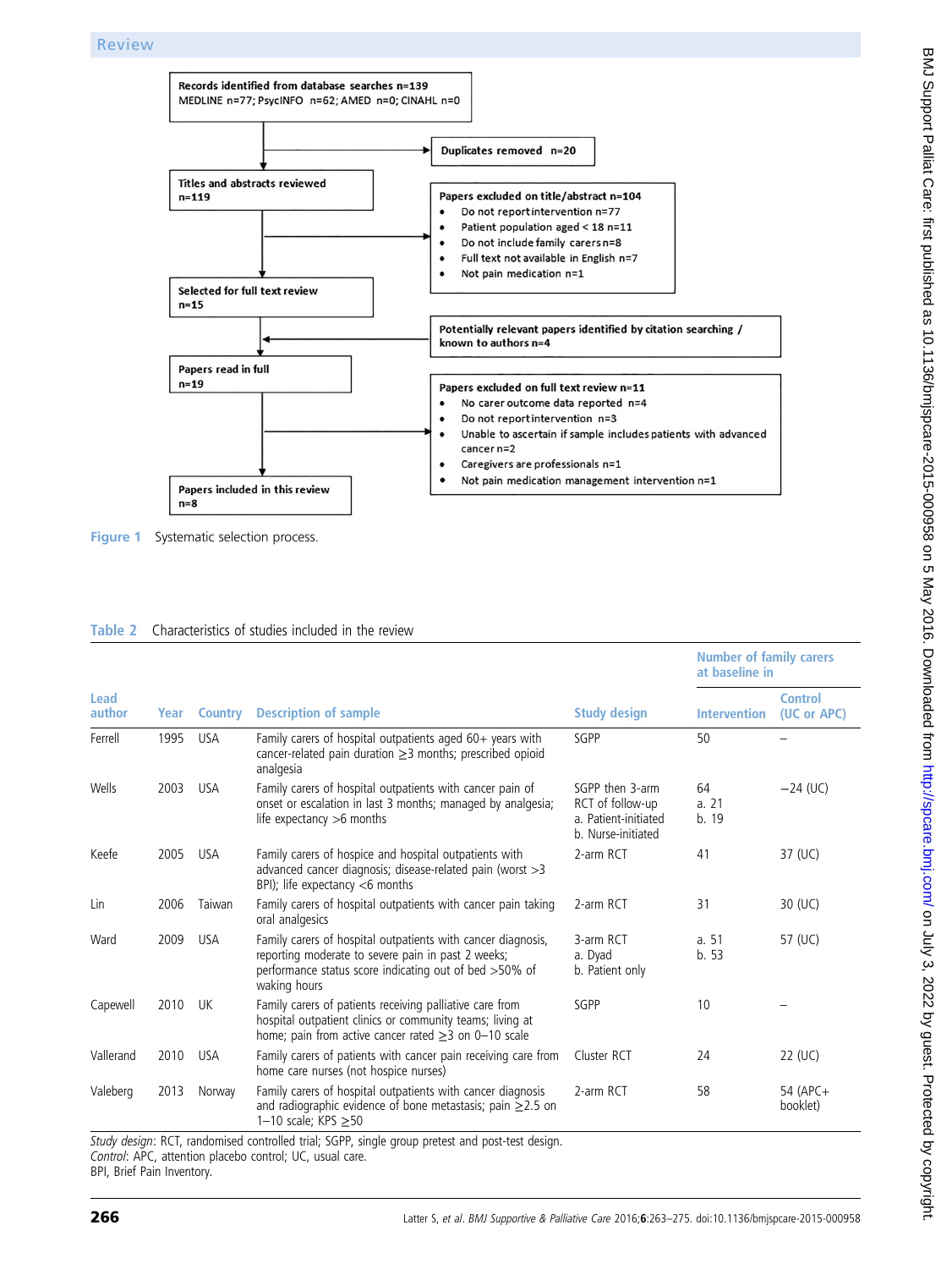Records identified from database searches n=139
MEDLINE n=77; PsycINFO n=62; AMED n=0; CINAHL n=0

Duplicates removed n=20

Titles and abstracts reviewed n=119

Papers excluded on title/abstract n=104
- Do not report intervention n=77
- Patient population aged < 18 n=11
- Do not include family carers n=8
- Full text not available in English n=7
- Not pain medication n=1

Selected for full text review n=15

Potentially relevant papers identified by citation searching / known to authors n=4

Papers read in full n=19

Papers excluded on full text review n=11
- No carer outcome data reported n=4
- Do not report intervention n=3
- Unable to ascertain if sample includes patients with advanced cancer n=2
- Caregivers are professionals n=1
- Not pain medication management intervention n=1

Papers included in this review n=8

**Figure 1** Systematic selection process.

**Table 2** Characteristics of studies included in the review

| Lead author | Year | Country | Description of sample | Study design | Number of family carers at baseline in | |
|---|---|---|---|---|---|---|
| | | | | | Intervention | Control (UC or APC) |
| Ferrell | 1995 | USA | Family carers of hospital outpatients aged 60+ years with cancer-related pain duration ≥3 months; prescribed opioid analgesia | SGPP | 50 | – |
| Wells | 2003 | USA | Family carers of hospital outpatients with cancer pain of onset or escalation in last 3 months; managed by analgesia; life expectancy >6 months | SGPP then 3-arm RCT of follow-up<br>a. Patient-initiated<br>b. Nurse-initiated | 64<br>a. 21<br>b. 19 | −24 (UC) |
| Keefe | 2005 | USA | Family carers of hospice and hospital outpatients with advanced cancer diagnosis; disease-related pain (worst >3 BPI); life expectancy <6 months | 2-arm RCT | 41 | 37 (UC) |
| Lin | 2006 | Taiwan | Family carers of hospital outpatients with cancer pain taking oral analgesics | 2-arm RCT | 31 | 30 (UC) |
| Ward | 2009 | USA | Family carers of hospital outpatients with cancer diagnosis, reporting moderate to severe pain in past 2 weeks; performance status score indicating out of bed >50% of waking hours | 3-arm RCT<br>a. Dyad<br>b. Patient only | a. 51<br>b. 53 | 57 (UC) |
| Capewell | 2010 | UK | Family carers of patients receiving palliative care from hospital outpatient clinics or community teams; living at home; pain from active cancer rated ≥3 on 0–10 scale | SGPP | 10 | – |
| Vallerand | 2010 | USA | Family carers of patients with cancer pain receiving care from home care nurses (not hospice nurses) | Cluster RCT | 24 | 22 (UC) |
| Valeberg | 2013 | Norway | Family carers of hospital outpatients with cancer diagnosis and radiographic evidence of bone metastasis; pain ≥2.5 on 1–10 scale; KPS ≥50 | 2-arm RCT | 58 | 54 (APC+ booklet) |

*Study design*: RCT, randomised controlled trial; SGPP, single group pretest and post-test design.
*Control*: APC, attention placebo control; UC, usual care.
BPI, Brief Pain Inventory.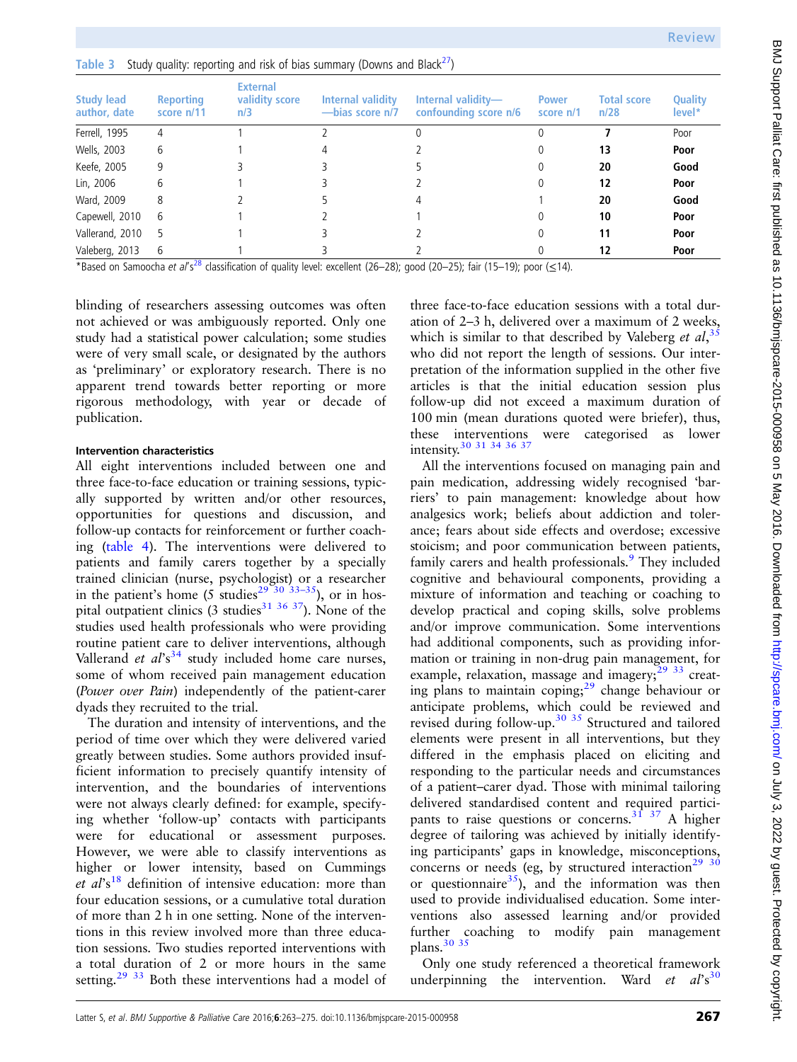**Table 3** Study quality: reporting and risk of bias summary (Downs and Black[27])

| Study lead author, date | Reporting score n/11 | External validity score n/3 | Internal validity —bias score n/7 | Internal validity—confounding score n/6 | Power score n/1 | Total score n/28 | Quality level* |
|---|---|---|---|---|---|---|---|
| Ferrell, 1995 | 4 | 1 | 2 | 0 | 0 | **7** | Poor |
| Wells, 2003 | 6 | 1 | 4 | 2 | 0 | **13** | **Poor** |
| Keefe, 2005 | 9 | 3 | 3 | 5 | 0 | **20** | **Good** |
| Lin, 2006 | 6 | 1 | 3 | 2 | 0 | **12** | **Poor** |
| Ward, 2009 | 8 | 2 | 5 | 4 | 1 | **20** | **Good** |
| Capewell, 2010 | 6 | 1 | 2 | 1 | 0 | **10** | **Poor** |
| Vallerand, 2010 | 5 | 1 | 3 | 2 | 0 | **11** | **Poor** |
| Valeberg, 2013 | 6 | 1 | 3 | 2 | 0 | **12** | **Poor** |

*Based on Samoocha *et al*'s[28] classification of quality level: excellent (26–28); good (20–25); fair (15–19); poor (≤14).

blinding of researchers assessing outcomes was often not achieved or was ambiguously reported. Only one study had a statistical power calculation; some studies were of very small scale, or designated by the authors as 'preliminary' or exploratory research. There is no apparent trend towards better reporting or more rigorous methodology, with year or decade of publication.

#### Intervention characteristics

All eight interventions included between one and three face-to-face education or training sessions, typically supported by written and/or other resources, opportunities for questions and discussion, and follow-up contacts for reinforcement or further coaching (table 4). The interventions were delivered to patients and family carers together by a specially trained clinician (nurse, psychologist) or a researcher in the patient's home (5 studies[29 30 33–35]), or in hospital outpatient clinics (3 studies[31 36 37]). None of the studies used health professionals who were providing routine patient care to deliver interventions, although Vallerand *et al*'s[34] study included home care nurses, some of whom received pain management education (*Power over Pain*) independently of the patient-carer dyads they recruited to the trial.

The duration and intensity of interventions, and the period of time over which they were delivered varied greatly between studies. Some authors provided insufficient information to precisely quantify intensity of intervention, and the boundaries of interventions were not always clearly defined: for example, specifying whether 'follow-up' contacts with participants were for educational or assessment purposes. However, we were able to classify interventions as higher or lower intensity, based on Cummings *et al*'s[18] definition of intensive education: more than four education sessions, or a cumulative total duration of more than 2 h in one setting. None of the interventions in this review involved more than three education sessions. Two studies reported interventions with a total duration of 2 or more hours in the same setting.[29 33] Both these interventions had a model of three face-to-face education sessions with a total duration of 2–3 h, delivered over a maximum of 2 weeks, which is similar to that described by Valeberg *et al*,[35] who did not report the length of sessions. Our interpretation of the information supplied in the other five articles is that the initial education session plus follow-up did not exceed a maximum duration of 100 min (mean durations quoted were briefer), thus, these interventions were categorised as lower intensity.[30 31 34 36 37]

All the interventions focused on managing pain and pain medication, addressing widely recognised 'barriers' to pain management: knowledge about how analgesics work; beliefs about addiction and tolerance; fears about side effects and overdose; excessive stoicism; and poor communication between patients, family carers and health professionals.[9] They included cognitive and behavioural components, providing a mixture of information and teaching or coaching to develop practical and coping skills, solve problems and/or improve communication. Some interventions had additional components, such as providing information or training in non-drug pain management, for example, relaxation, massage and imagery;[29 33] creating plans to maintain coping;[29] change behaviour or anticipate problems, which could be reviewed and revised during follow-up.[30 35] Structured and tailored elements were present in all interventions, but they differed in the emphasis placed on eliciting and responding to the particular needs and circumstances of a patient–carer dyad. Those with minimal tailoring delivered standardised content and required participants to raise questions or concerns.[31 37] A higher degree of tailoring was achieved by initially identifying participants' gaps in knowledge, misconceptions, concerns or needs (eg, by structured interaction[29 30] or questionnaire[35]), and the information was then used to provide individualised education. Some interventions also assessed learning and/or provided further coaching to modify pain management plans.[30 35]

Only one study referenced a theoretical framework underpinning the intervention. Ward *et al*'s[30]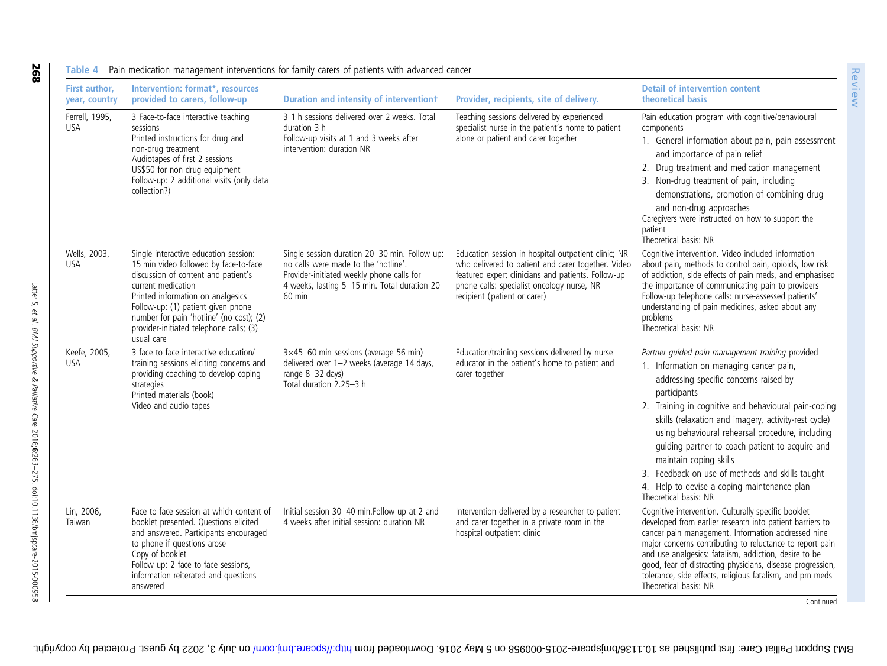Table 4 Pain medication management interventions for family carers of patients with advanced cancer

| First author, year, country | Intervention: format*, resources provided to carers, follow-up | Duration and intensity of intervention† | Provider, recipients, site of delivery. | Detail of intervention content theoretical basis |
|---|---|---|---|---|
| Ferrell, 1995, USA | 3 Face-to-face interactive teaching sessions<br>Printed instructions for drug and non-drug treatment<br>Audiotapes of first 2 sessions<br>US$50 for non-drug equipment<br>Follow-up: 2 additional visits (only data collection?) | 3 1 h sessions delivered over 2 weeks. Total duration 3 h<br>Follow-up visits at 1 and 3 weeks after intervention: duration NR | Teaching sessions delivered by experienced specialist nurse in the patient's home to patient alone or patient and carer together | Pain education program with cognitive/behavioural components<br>1. General information about pain, pain assessment and importance of pain relief<br>2. Drug treatment and medication management<br>3. Non-drug treatment of pain, including demonstrations, promotion of combining drug and non-drug approaches<br>Caregivers were instructed on how to support the patient<br>Theoretical basis: NR |
| Wells, 2003, USA | Single interactive education session: 15 min video followed by face-to-face discussion of content and patient's current medication<br>Printed information on analgesics<br>Follow-up: (1) patient given phone number for pain 'hotline' (no cost); (2) provider-initiated telephone calls; (3) usual care | Single session duration 20–30 min. Follow-up: no calls were made to the 'hotline'. Provider-initiated weekly phone calls for 4 weeks, lasting 5–15 min. Total duration 20–60 min | Education session in hospital outpatient clinic; NR who delivered to patient and carer together. Video featured expert clinicians and patients. Follow-up phone calls: specialist oncology nurse, NR recipient (patient or carer) | Cognitive intervention. Video included information about pain, methods to control pain, opioids, low risk of addiction, side effects of pain meds, and emphasised the importance of communicating pain to providers<br>Follow-up telephone calls: nurse-assessed patients' understanding of pain medicines, asked about any problems<br>Theoretical basis: NR |
| Keefe, 2005, USA | 3 face-to-face interactive education/training sessions eliciting concerns and providing coaching to develop coping strategies<br>Printed materials (book)<br>Video and audio tapes | 3×45–60 min sessions (average 56 min) delivered over 1–2 weeks (average 14 days, range 8–32 days)<br>Total duration 2.25–3 h | Education/training sessions delivered by nurse educator in the patient's home to patient and carer together | *Partner-guided pain management training* provided<br>1. Information on managing cancer pain, addressing specific concerns raised by participants<br>2. Training in cognitive and behavioural pain-coping skills (relaxation and imagery, activity-rest cycle) using behavioural rehearsal procedure, including guiding partner to coach patient to acquire and maintain coping skills<br>3. Feedback on use of methods and skills taught<br>4. Help to devise a coping maintenance plan<br>Theoretical basis: NR |
| Lin, 2006, Taiwan | Face-to-face session at which content of booklet presented. Questions elicited and answered. Participants encouraged to phone if questions arose<br>Copy of booklet<br>Follow-up: 2 face-to-face sessions, information reiterated and questions answered | Initial session 30–40 min.Follow-up at 2 and 4 weeks after initial session: duration NR | Intervention delivered by a researcher to patient and carer together in a private room in the hospital outpatient clinic | Cognitive intervention. Culturally specific booklet developed from earlier research into patient barriers to cancer pain management. Information addressed nine major concerns contributing to reluctance to report pain and use analgesics: fatalism, addiction, desire to be good, fear of distracting physicians, disease progression, tolerance, side effects, religious fatalism, and prn meds<br>Theoretical basis: NR |

Continued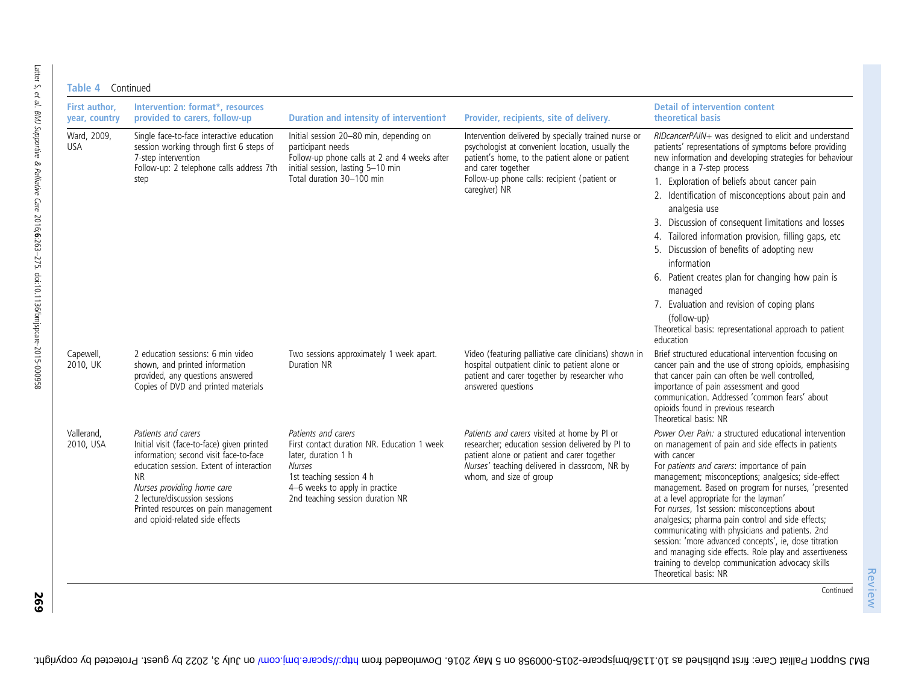**Table 4** Continued

| First author, year, country | Intervention: format*, resources provided to carers, follow-up | Duration and intensity of intervention† | Provider, recipients, site of delivery. | Detail of intervention content theoretical basis |
|---|---|---|---|---|
| Ward, 2009, USA | Single face-to-face interactive education session working through first 6 steps of 7-step intervention<br>Follow-up: 2 telephone calls address 7th step | Initial session 20–80 min, depending on participant needs<br>Follow-up phone calls at 2 and 4 weeks after initial session, lasting 5–10 min<br>Total duration 30–100 min | Intervention delivered by specially trained nurse or psychologist at convenient location, usually the patient's home, to the patient alone or patient and carer together<br>Follow-up phone calls: recipient (patient or caregiver) NR | *RIDcancerPAIN+* was designed to elicit and understand patients' representations of symptoms before providing new information and developing strategies for behaviour change in a 7-step process<br>1. Exploration of beliefs about cancer pain<br>2. Identification of misconceptions about pain and analgesia use<br>3. Discussion of consequent limitations and losses<br>4. Tailored information provision, filling gaps, etc<br>5. Discussion of benefits of adopting new information<br>6. Patient creates plan for changing how pain is managed<br>7. Evaluation and revision of coping plans (follow-up)<br>Theoretical basis: representational approach to patient education |
| Capewell, 2010, UK | 2 education sessions: 6 min video shown, and printed information provided, any questions answered<br>Copies of DVD and printed materials | Two sessions approximately 1 week apart. Duration NR | Video (featuring palliative care clinicians) shown in hospital outpatient clinic to patient alone or patient and carer together by researcher who answered questions | Brief structured educational intervention focusing on cancer pain and the use of strong opioids, emphasising that cancer pain can often be well controlled, importance of pain assessment and good communication. Addressed 'common fears' about opioids found in previous research<br>Theoretical basis: NR |
| Vallerand, 2010, USA | *Patients and carers*<br>Initial visit (face-to-face) given printed information; second visit face-to-face education session. Extent of interaction NR<br>*Nurses providing home care*<br>2 lecture/discussion sessions<br>Printed resources on pain management and opioid-related side effects | *Patients and carers*<br>First contact duration NR. Education 1 week later, duration 1 h<br>*Nurses*<br>1st teaching session 4 h<br>4–6 weeks to apply in practice<br>2nd teaching session duration NR | *Patients and carers* visited at home by PI or researcher; education session delivered by PI to patient alone or patient and carer together<br>*Nurses'* teaching delivered in classroom, NR by whom, and size of group | *Power Over Pain:* a structured educational intervention on management of pain and side effects in patients with cancer<br>For *patients and carers*: importance of pain management; misconceptions; analgesics; side-effect management. Based on program for nurses, 'presented at a level appropriate for the layman'<br>For *nurses*, 1st session: misconceptions about analgesics; pharma pain control and side effects; communicating with physicians and patients. 2nd session: 'more advanced concepts', ie, dose titration and managing side effects. Role play and assertiveness training to develop communication advocacy skills<br>Theoretical basis: NR |

Continued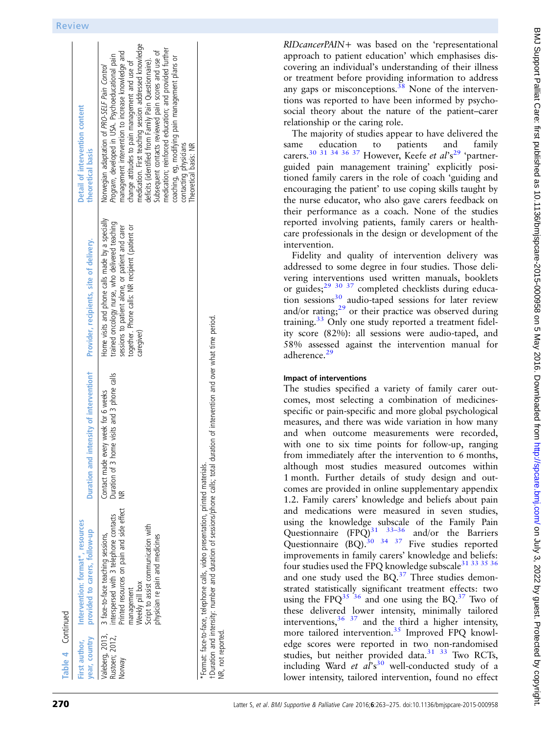Table 4 Continued

| First author, year, country | Intervention: format*, resources provided to carers, follow-up | Duration and intensity of intervention† | Provider, recipients, site of delivery. | Detail of intervention content theoretical basis |
|---|---|---|---|---|
| Valeberg, 2013, Rustoen; 2012, Norway | 3 face-to-face teaching sessions, interspersed with 3 telephone contacts<br>Printed resources on pain and side effect management<br>Weekly pill box<br>Script to assist communication with physician re pain and medicines | Contact made every week for 6 weeks<br>Duration of 3 home visits and 3 phone calls NR | Home visits and phone calls made by a specially trained oncology nurse, who delivered teaching sessions to patient alone, or patient and carer together. Phone calls: NR recipient (patient or caregiver) | Norwegian adaptation of *PRO-SELF Pain Control Program*, developed in USA. Psychoeducational pain management intervention to increase knowledge and change attitudes to pain management and use of medication. First teaching session addressed knowledge deficits (identified from Family Pain Questionnaire). Subsequent contacts reviewed pain scores and use of medication; reinforced education; and provided further coaching, eg, modifying pain management plans or contacting physicians<br>Theoretical basis: NR |

*Format: face-to-face, telephone calls, video presentation, printed materials.
†Duration and intensity: number and duration of sessions/phone calls; total duration of intervention and over what time period.
NR, not reported.

*RIDcancerPAIN+* was based on the 'representational approach to patient education' which emphasises discovering an individual's understanding of their illness or treatment before providing information to address any gaps or misconceptions.[38] None of the interventions was reported to have been informed by psychosocial theory about the nature of the patient–carer relationship or the caring role.

The majority of studies appear to have delivered the same education to patients and family carers.[30 31 34 36 37] However, Keefe *et al*'s[29] 'partner-guided pain management training' explicitly positioned family carers in the role of coach 'guiding and encouraging the patient' to use coping skills taught by the nurse educator, who also gave carers feedback on their performance as a coach. None of the studies reported involving patients, family carers or healthcare professionals in the design or development of the intervention.

Fidelity and quality of intervention delivery was addressed to some degree in four studies. Those delivering interventions used written manuals, booklets or guides;[29 30 37] completed checklists during education sessions[30] audio-taped sessions for later review and/or rating;[29] or their practice was observed during training.[33] Only one study reported a treatment fidelity score (82%): all sessions were audio-taped, and 58% assessed against the intervention manual for adherence.[29]

#### Impact of interventions

The studies specified a variety of family carer outcomes, most selecting a combination of medicines-specific or pain-specific and more global psychological measures, and there was wide variation in how many and when outcome measurements were recorded, with one to six time points for follow-up, ranging from immediately after the intervention to 6 months, although most studies measured outcomes within 1 month. Further details of study design and outcomes are provided in online supplementary appendix 1.2. Family carers' knowledge and beliefs about pain and medications were measured in seven studies, using the knowledge subscale of the Family Pain Questionnaire (FPQ)[31 33–36] and/or the Barriers Questionnaire (BQ).[30 34 37] Five studies reported improvements in family carers' knowledge and beliefs: four studies used the FPQ knowledge subscale[31 33 35 36] and one study used the BQ.[37] Three studies demonstrated statistically significant treatment effects: two using the FPQ[35 36] and one using the BQ.[37] Two of these delivered lower intensity, minimally tailored interventions,[36 37] and the third a higher intensity, more tailored intervention.[35] Improved FPQ knowledge scores were reported in two non-randomised studies, but neither provided data.[31 33] Two RCTs, including Ward *et al*'s[30] well-conducted study of a lower intensity, tailored intervention, found no effect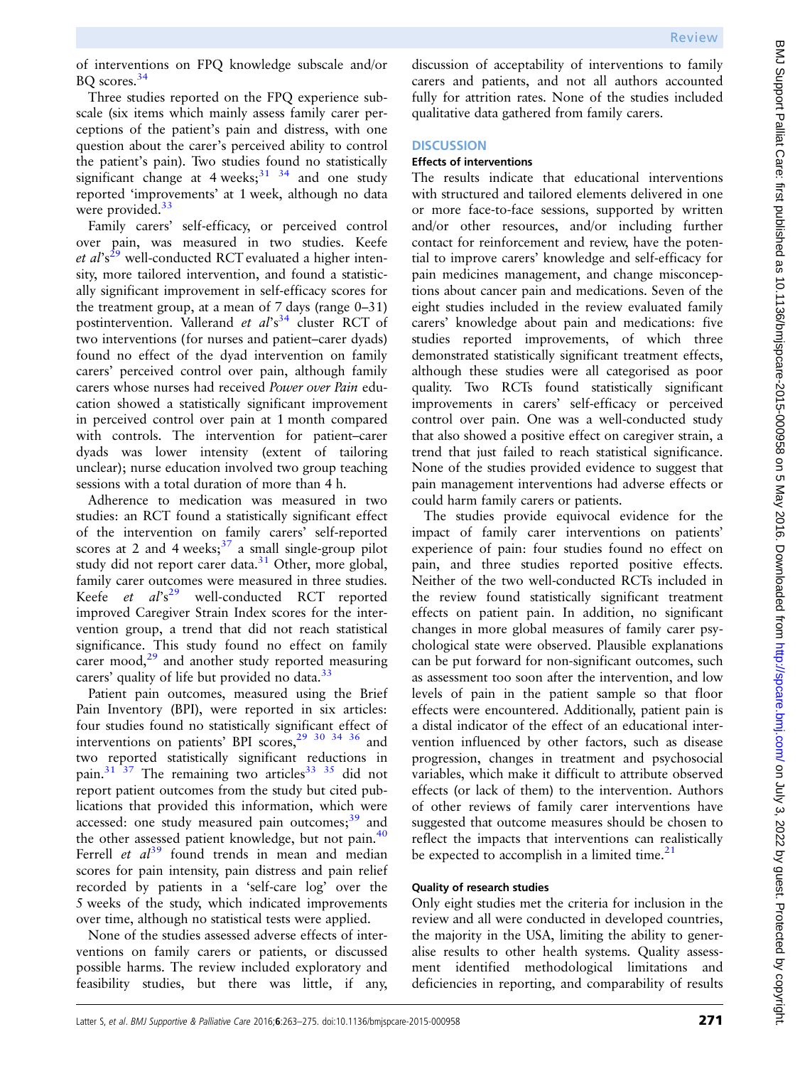of interventions on FPQ knowledge subscale and/or BQ scores.[34]

Three studies reported on the FPQ experience subscale (six items which mainly assess family carer perceptions of the patient's pain and distress, with one question about the carer's perceived ability to control the patient's pain). Two studies found no statistically significant change at 4 weeks;[31 34] and one study reported 'improvements' at 1 week, although no data were provided.[33]

Family carers' self-efficacy, or perceived control over pain, was measured in two studies. Keefe *et al*'s[29] well-conducted RCT evaluated a higher intensity, more tailored intervention, and found a statistically significant improvement in self-efficacy scores for the treatment group, at a mean of 7 days (range 0–31) postintervention. Vallerand *et al*'s[34] cluster RCT of two interventions (for nurses and patient–carer dyads) found no effect of the dyad intervention on family carers' perceived control over pain, although family carers whose nurses had received *Power over Pain* education showed a statistically significant improvement in perceived control over pain at 1 month compared with controls. The intervention for patient–carer dyads was lower intensity (extent of tailoring unclear); nurse education involved two group teaching sessions with a total duration of more than 4 h.

Adherence to medication was measured in two studies: an RCT found a statistically significant effect of the intervention on family carers' self-reported scores at 2 and 4 weeks;[37] a small single-group pilot study did not report carer data.[31] Other, more global, family carer outcomes were measured in three studies. Keefe *et al*'s[29] well-conducted RCT reported improved Caregiver Strain Index scores for the intervention group, a trend that did not reach statistical significance. This study found no effect on family carer mood,[29] and another study reported measuring carers' quality of life but provided no data.[33]

Patient pain outcomes, measured using the Brief Pain Inventory (BPI), were reported in six articles: four studies found no statistically significant effect of interventions on patients' BPI scores,[29 30 34 36] and two reported statistically significant reductions in pain.[31 37] The remaining two articles[33 35] did not report patient outcomes from the study but cited publications that provided this information, which were accessed: one study measured pain outcomes;[39] and the other assessed patient knowledge, but not pain.[40] Ferrell *et al*[39] found trends in mean and median scores for pain intensity, pain distress and pain relief recorded by patients in a 'self-care log' over the 5 weeks of the study, which indicated improvements over time, although no statistical tests were applied.

None of the studies assessed adverse effects of interventions on family carers or patients, or discussed possible harms. The review included exploratory and feasibility studies, but there was little, if any, discussion of acceptability of interventions to family carers and patients, and not all authors accounted fully for attrition rates. None of the studies included qualitative data gathered from family carers.

## DISCUSSION

### Effects of interventions

The results indicate that educational interventions with structured and tailored elements delivered in one or more face-to-face sessions, supported by written and/or other resources, and/or including further contact for reinforcement and review, have the potential to improve carers' knowledge and self-efficacy for pain medicines management, and change misconceptions about cancer pain and medications. Seven of the eight studies included in the review evaluated family carers' knowledge about pain and medications: five studies reported improvements, of which three demonstrated statistically significant treatment effects, although these studies were all categorised as poor quality. Two RCTs found statistically significant improvements in carers' self-efficacy or perceived control over pain. One was a well-conducted study that also showed a positive effect on caregiver strain, a trend that just failed to reach statistical significance. None of the studies provided evidence to suggest that pain management interventions had adverse effects or could harm family carers or patients.

The studies provide equivocal evidence for the impact of family carer interventions on patients' experience of pain: four studies found no effect on pain, and three studies reported positive effects. Neither of the two well-conducted RCTs included in the review found statistically significant treatment effects on patient pain. In addition, no significant changes in more global measures of family carer psychological state were observed. Plausible explanations can be put forward for non-significant outcomes, such as assessment too soon after the intervention, and low levels of pain in the patient sample so that floor effects were encountered. Additionally, patient pain is a distal indicator of the effect of an educational intervention influenced by other factors, such as disease progression, changes in treatment and psychosocial variables, which make it difficult to attribute observed effects (or lack of them) to the intervention. Authors of other reviews of family carer interventions have suggested that outcome measures should be chosen to reflect the impacts that interventions can realistically be expected to accomplish in a limited time.[21]

### Quality of research studies

Only eight studies met the criteria for inclusion in the review and all were conducted in developed countries, the majority in the USA, limiting the ability to generalise results to other health systems. Quality assessment identified methodological limitations and deficiencies in reporting, and comparability of results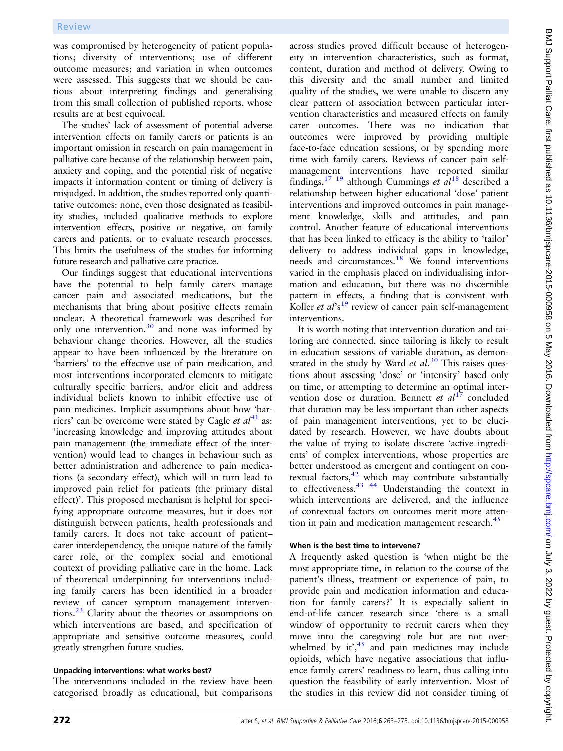was compromised by heterogeneity of patient populations; diversity of interventions; use of different outcome measures; and variation in when outcomes were assessed. This suggests that we should be cautious about interpreting findings and generalising from this small collection of published reports, whose results are at best equivocal.

The studies' lack of assessment of potential adverse intervention effects on family carers or patients is an important omission in research on pain management in palliative care because of the relationship between pain, anxiety and coping, and the potential risk of negative impacts if information content or timing of delivery is misjudged. In addition, the studies reported only quantitative outcomes: none, even those designated as feasibility studies, included qualitative methods to explore intervention effects, positive or negative, on family carers and patients, or to evaluate research processes. This limits the usefulness of the studies for informing future research and palliative care practice.

Our findings suggest that educational interventions have the potential to help family carers manage cancer pain and associated medications, but the mechanisms that bring about positive effects remain unclear. A theoretical framework was described for only one intervention.[30] and none was informed by behaviour change theories. However, all the studies appear to have been influenced by the literature on 'barriers' to the effective use of pain medication, and most interventions incorporated elements to mitigate culturally specific barriers, and/or elicit and address individual beliefs known to inhibit effective use of pain medicines. Implicit assumptions about how 'barriers' can be overcome were stated by Cagle *et al*[41] as: 'increasing knowledge and improving attitudes about pain management (the immediate effect of the intervention) would lead to changes in behaviour such as better administration and adherence to pain medications (a secondary effect), which will in turn lead to improved pain relief for patients (the primary distal effect)'. This proposed mechanism is helpful for specifying appropriate outcome measures, but it does not distinguish between patients, health professionals and family carers. It does not take account of patient–carer interdependency, the unique nature of the family carer role, or the complex social and emotional context of providing palliative care in the home. Lack of theoretical underpinning for interventions including family carers has been identified in a broader review of cancer symptom management interventions.[23] Clarity about the theories or assumptions on which interventions are based, and specification of appropriate and sensitive outcome measures, could greatly strengthen future studies.

### Unpacking interventions: what works best?

The interventions included in the review have been categorised broadly as educational, but comparisons across studies proved difficult because of heterogeneity in intervention characteristics, such as format, content, duration and method of delivery. Owing to this diversity and the small number and limited quality of the studies, we were unable to discern any clear pattern of association between particular intervention characteristics and measured effects on family carer outcomes. There was no indication that outcomes were improved by providing multiple face-to-face education sessions, or by spending more time with family carers. Reviews of cancer pain self-management interventions have reported similar findings,[17 19] although Cummings *et al*[18] described a relationship between higher educational 'dose' patient interventions and improved outcomes in pain management knowledge, skills and attitudes, and pain control. Another feature of educational interventions that has been linked to efficacy is the ability to 'tailor' delivery to address individual gaps in knowledge, needs and circumstances.[18] We found interventions varied in the emphasis placed on individualising information and education, but there was no discernible pattern in effects, a finding that is consistent with Koller *et al*'s[19] review of cancer pain self-management interventions.

It is worth noting that intervention duration and tailoring are connected, since tailoring is likely to result in education sessions of variable duration, as demonstrated in the study by Ward *et al*.[30] This raises questions about assessing 'dose' or 'intensity' based only on time, or attempting to determine an optimal intervention dose or duration. Bennett *et al*[17] concluded that duration may be less important than other aspects of pain management interventions, yet to be elucidated by research. However, we have doubts about the value of trying to isolate discrete 'active ingredients' of complex interventions, whose properties are better understood as emergent and contingent on contextual factors,[42] which may contribute substantially to effectiveness.[43 44] Understanding the context in which interventions are delivered, and the influence of contextual factors on outcomes merit more attention in pain and medication management research.[45]

### When is the best time to intervene?

A frequently asked question is 'when might be the most appropriate time, in relation to the course of the patient's illness, treatment or experience of pain, to provide pain and medication information and education for family carers?' It is especially salient in end-of-life cancer research since 'there is a small window of opportunity to recruit carers when they move into the caregiving role but are not overwhelmed by it',[45] and pain medicines may include opioids, which have negative associations that influence family carers' readiness to learn, thus calling into question the feasibility of early intervention. Most of the studies in this review did not consider timing of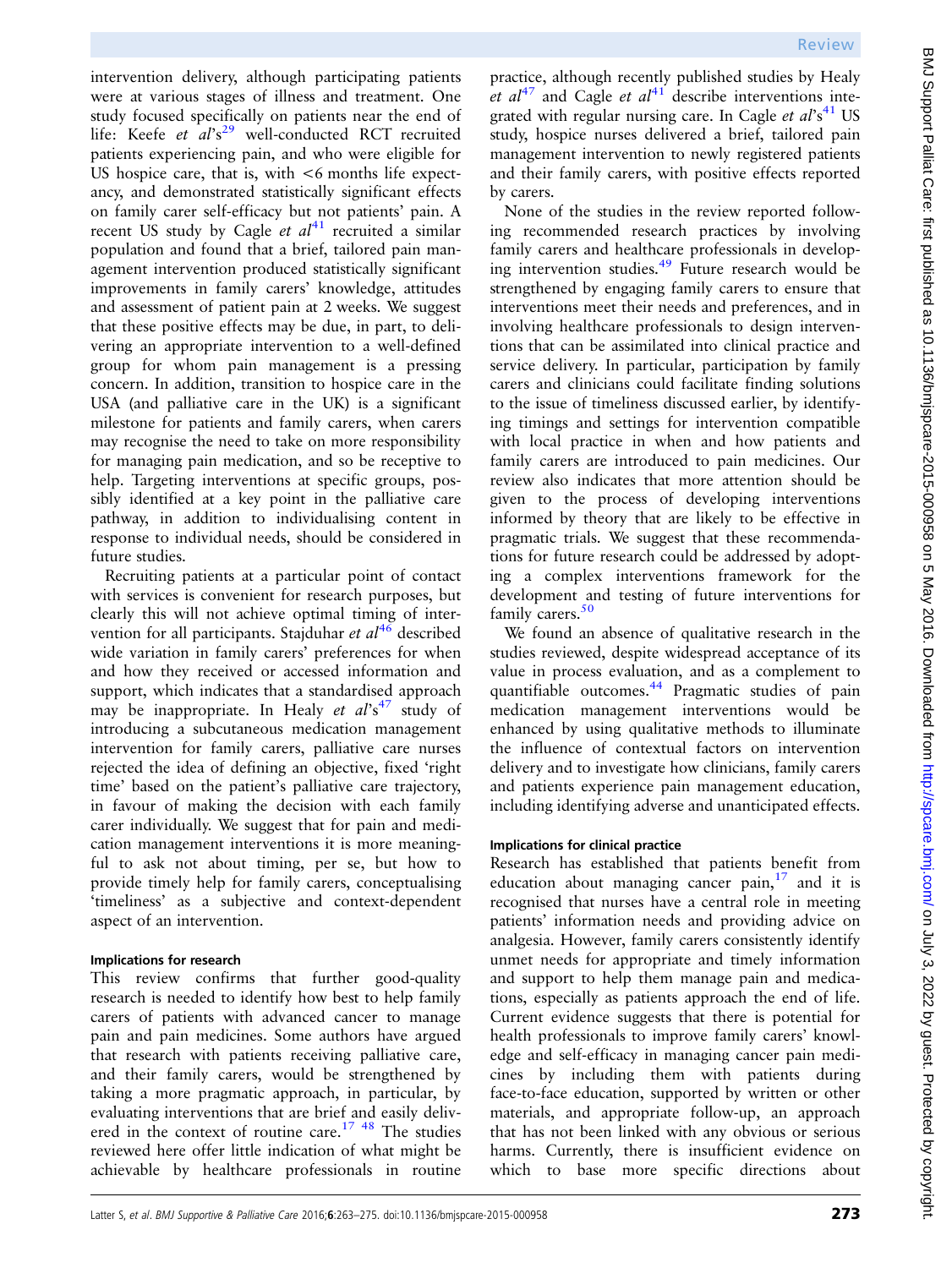intervention delivery, although participating patients were at various stages of illness and treatment. One study focused specifically on patients near the end of life: Keefe *et al*'s[29] well-conducted RCT recruited patients experiencing pain, and who were eligible for US hospice care, that is, with <6 months life expectancy, and demonstrated statistically significant effects on family carer self-efficacy but not patients' pain. A recent US study by Cagle *et al*[41] recruited a similar population and found that a brief, tailored pain management intervention produced statistically significant improvements in family carers' knowledge, attitudes and assessment of patient pain at 2 weeks. We suggest that these positive effects may be due, in part, to delivering an appropriate intervention to a well-defined group for whom pain management is a pressing concern. In addition, transition to hospice care in the USA (and palliative care in the UK) is a significant milestone for patients and family carers, when carers may recognise the need to take on more responsibility for managing pain medication, and so be receptive to help. Targeting interventions at specific groups, possibly identified at a key point in the palliative care pathway, in addition to individualising content in response to individual needs, should be considered in future studies.

Recruiting patients at a particular point of contact with services is convenient for research purposes, but clearly this will not achieve optimal timing of intervention for all participants. Stajduhar *et al*[46] described wide variation in family carers' preferences for when and how they received or accessed information and support, which indicates that a standardised approach may be inappropriate. In Healy *et al*'s[47] study of introducing a subcutaneous medication management intervention for family carers, palliative care nurses rejected the idea of defining an objective, fixed 'right time' based on the patient's palliative care trajectory, in favour of making the decision with each family carer individually. We suggest that for pain and medication management interventions it is more meaningful to ask not about timing, per se, but how to provide timely help for family carers, conceptualising 'timeliness' as a subjective and context-dependent aspect of an intervention.

#### Implications for research

This review confirms that further good-quality research is needed to identify how best to help family carers of patients with advanced cancer to manage pain and pain medicines. Some authors have argued that research with patients receiving palliative care, and their family carers, would be strengthened by taking a more pragmatic approach, in particular, by evaluating interventions that are brief and easily delivered in the context of routine care.[17 48] The studies reviewed here offer little indication of what might be achievable by healthcare professionals in routine practice, although recently published studies by Healy *et al*[47] and Cagle *et al*[41] describe interventions integrated with regular nursing care. In Cagle *et al*'s[41] US study, hospice nurses delivered a brief, tailored pain management intervention to newly registered patients and their family carers, with positive effects reported by carers.

None of the studies in the review reported following recommended research practices by involving family carers and healthcare professionals in developing intervention studies.[49] Future research would be strengthened by engaging family carers to ensure that interventions meet their needs and preferences, and in involving healthcare professionals to design interventions that can be assimilated into clinical practice and service delivery. In particular, participation by family carers and clinicians could facilitate finding solutions to the issue of timeliness discussed earlier, by identifying timings and settings for intervention compatible with local practice in when and how patients and family carers are introduced to pain medicines. Our review also indicates that more attention should be given to the process of developing interventions informed by theory that are likely to be effective in pragmatic trials. We suggest that these recommendations for future research could be addressed by adopting a complex interventions framework for the development and testing of future interventions for family carers.[50]

We found an absence of qualitative research in the studies reviewed, despite widespread acceptance of its value in process evaluation, and as a complement to quantifiable outcomes.[44] Pragmatic studies of pain medication management interventions would be enhanced by using qualitative methods to illuminate the influence of contextual factors on intervention delivery and to investigate how clinicians, family carers and patients experience pain management education, including identifying adverse and unanticipated effects.

#### Implications for clinical practice

Research has established that patients benefit from education about managing cancer pain,[17] and it is recognised that nurses have a central role in meeting patients' information needs and providing advice on analgesia. However, family carers consistently identify unmet needs for appropriate and timely information and support to help them manage pain and medications, especially as patients approach the end of life. Current evidence suggests that there is potential for health professionals to improve family carers' knowledge and self-efficacy in managing cancer pain medicines by including them with patients during face-to-face education, supported by written or other materials, and appropriate follow-up, an approach that has not been linked with any obvious or serious harms. Currently, there is insufficient evidence on which to base more specific directions about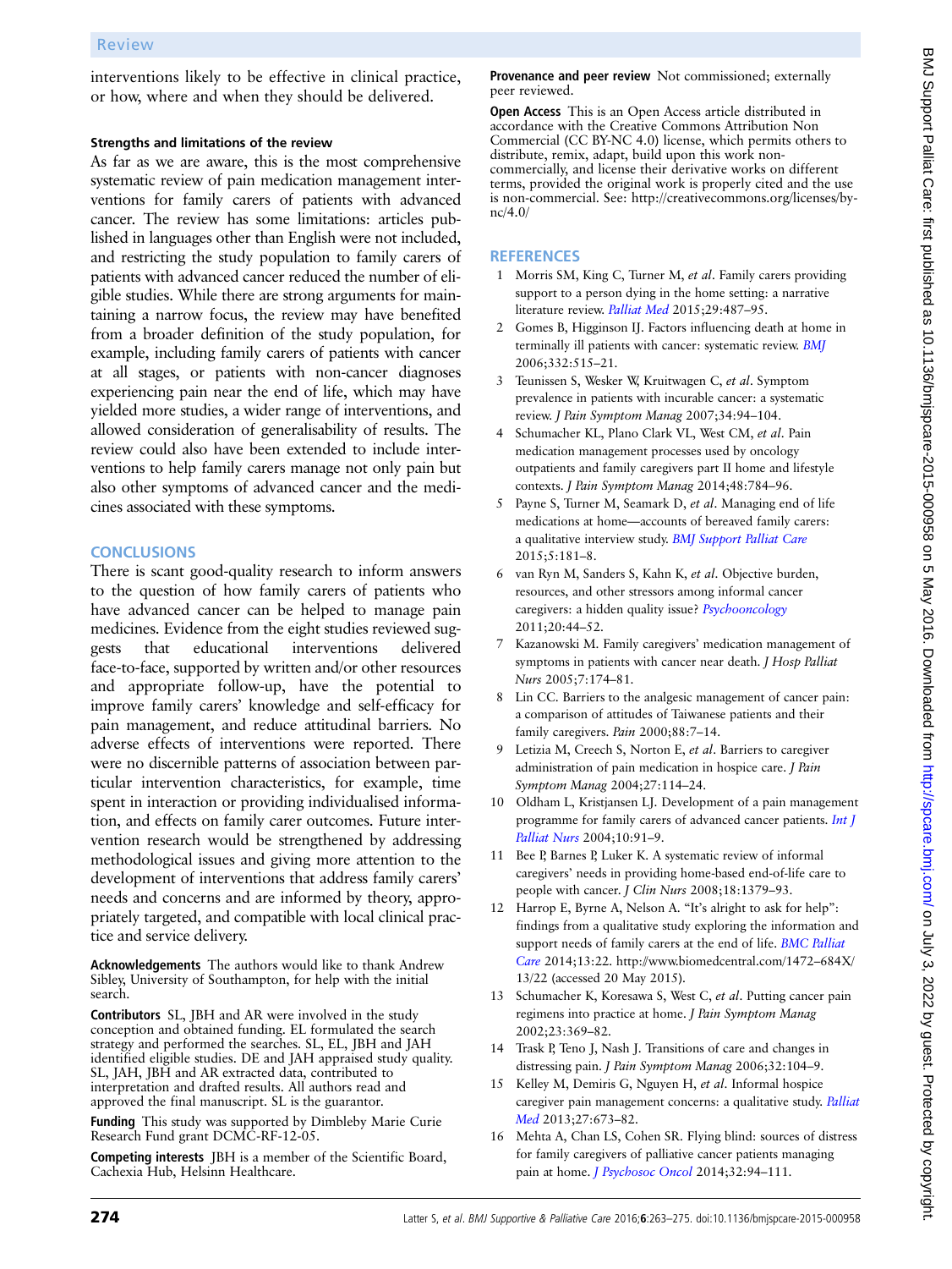interventions likely to be effective in clinical practice, or how, where and when they should be delivered.

#### Strengths and limitations of the review

As far as we are aware, this is the most comprehensive systematic review of pain medication management interventions for family carers of patients with advanced cancer. The review has some limitations: articles published in languages other than English were not included, and restricting the study population to family carers of patients with advanced cancer reduced the number of eligible studies. While there are strong arguments for maintaining a narrow focus, the review may have benefited from a broader definition of the study population, for example, including family carers of patients with cancer at all stages, or patients with non-cancer diagnoses experiencing pain near the end of life, which may have yielded more studies, a wider range of interventions, and allowed consideration of generalisability of results. The review could also have been extended to include interventions to help family carers manage not only pain but also other symptoms of advanced cancer and the medicines associated with these symptoms.

## CONCLUSIONS

There is scant good-quality research to inform answers to the question of how family carers of patients who have advanced cancer can be helped to manage pain medicines. Evidence from the eight studies reviewed suggests that educational interventions delivered face-to-face, supported by written and/or other resources and appropriate follow-up, have the potential to improve family carers' knowledge and self-efficacy for pain management, and reduce attitudinal barriers. No adverse effects of interventions were reported. There were no discernible patterns of association between particular intervention characteristics, for example, time spent in interaction or providing individualised information, and effects on family carer outcomes. Future intervention research would be strengthened by addressing methodological issues and giving more attention to the development of interventions that address family carers' needs and concerns and are informed by theory, appropriately targeted, and compatible with local clinical practice and service delivery.

**Acknowledgements** The authors would like to thank Andrew Sibley, University of Southampton, for help with the initial search.

**Contributors** SL, JBH and AR were involved in the study conception and obtained funding. EL formulated the search strategy and performed the searches. SL, EL, JBH and JAH identified eligible studies. DE and JAH appraised study quality. SL, JAH, JBH and AR extracted data, contributed to interpretation and drafted results. All authors read and approved the final manuscript. SL is the guarantor.

**Funding** This study was supported by Dimbleby Marie Curie Research Fund grant DCMC-RF-12-05.

**Competing interests** JBH is a member of the Scientific Board, Cachexia Hub, Helsinn Healthcare.

**Provenance and peer review** Not commissioned; externally peer reviewed.

**Open Access** This is an Open Access article distributed in accordance with the Creative Commons Attribution Non Commercial (CC BY-NC 4.0) license, which permits others to distribute, remix, adapt, build upon this work non-commercially, and license their derivative works on different terms, provided the original work is properly cited and the use is non-commercial. See: http://creativecommons.org/licenses/by-nc/4.0/

## REFERENCES

1. Morris SM, King C, Turner M, *et al*. Family carers providing support to a person dying in the home setting: a narrative literature review. *Palliat Med* 2015;29:487–95.
2. Gomes B, Higginson IJ. Factors influencing death at home in terminally ill patients with cancer: systematic review. *BMJ* 2006;332:515–21.
3. Teunissen S, Wesker W, Kruitwagen C, *et al*. Symptom prevalence in patients with incurable cancer: a systematic review. *J Pain Symptom Manag* 2007;34:94–104.
4. Schumacher KL, Plano Clark VL, West CM, *et al*. Pain medication management processes used by oncology outpatients and family caregivers part II home and lifestyle contexts. *J Pain Symptom Manag* 2014;48:784–96.
5. Payne S, Turner M, Seamark D, *et al*. Managing end of life medications at home—accounts of bereaved family carers: a qualitative interview study. *BMJ Support Palliat Care* 2015;5:181–8.
6. van Ryn M, Sanders S, Kahn K, *et al*. Objective burden, resources, and other stressors among informal cancer caregivers: a hidden quality issue? *Psychooncology* 2011;20:44–52.
7. Kazanowski M. Family caregivers' medication management of symptoms in patients with cancer near death. *J Hosp Palliat Nurs* 2005;7:174–81.
8. Lin CC. Barriers to the analgesic management of cancer pain: a comparison of attitudes of Taiwanese patients and their family caregivers. *Pain* 2000;88:7–14.
9. Letizia M, Creech S, Norton E, *et al*. Barriers to caregiver administration of pain medication in hospice care. *J Pain Symptom Manag* 2004;27:114–24.
10. Oldham L, Kristjansen LJ. Development of a pain management programme for family carers of advanced cancer patients. *Int J Palliat Nurs* 2004;10:91–9.
11. Bee P, Barnes P, Luker K. A systematic review of informal caregivers' needs in providing home-based end-of-life care to people with cancer. *J Clin Nurs* 2008;18:1379–93.
12. Harrop E, Byrne A, Nelson A. "It's alright to ask for help": findings from a qualitative study exploring the information and support needs of family carers at the end of life. *BMC Palliat Care* 2014;13:22. http://www.biomedcentral.com/1472–684X/13/22 (accessed 20 May 2015).
13. Schumacher K, Koresawa S, West C, *et al*. Putting cancer pain regimens into practice at home. *J Pain Symptom Manag* 2002;23:369–82.
14. Trask P, Teno J, Nash J. Transitions of care and changes in distressing pain. *J Pain Symptom Manag* 2006;32:104–9.
15. Kelley M, Demiris G, Nguyen H, *et al*. Informal hospice caregiver pain management concerns: a qualitative study. *Palliat Med* 2013;27:673–82.
16. Mehta A, Chan LS, Cohen SR. Flying blind: sources of distress for family caregivers of palliative cancer patients managing pain at home. *J Psychosoc Oncol* 2014;32:94–111.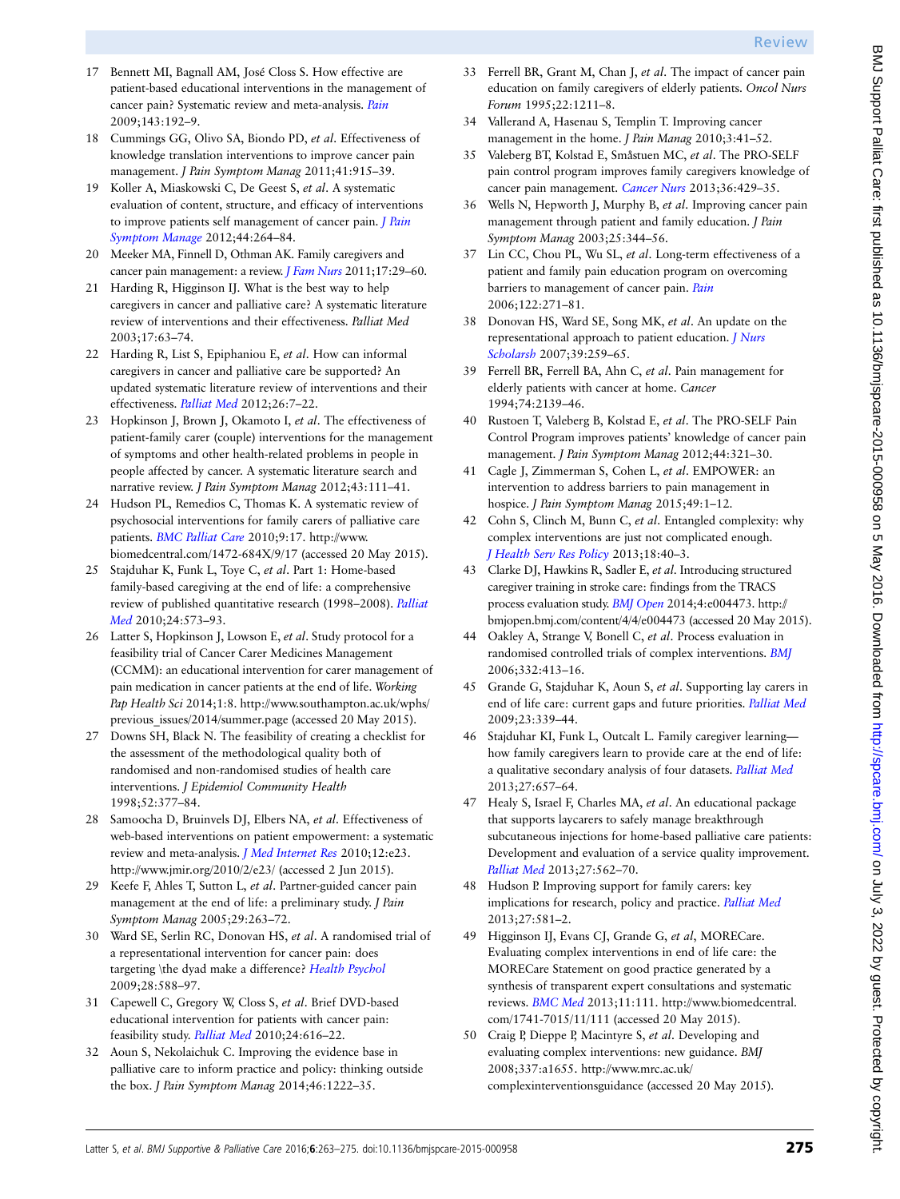17 Bennett MI, Bagnall AM, José Closs S. How effective are patient-based educational interventions in the management of cancer pain? Systematic review and meta-analysis. *Pain* 2009;143:192–9.

18 Cummings GG, Olivo SA, Biondo PD, *et al*. Effectiveness of knowledge translation interventions to improve cancer pain management. *J Pain Symptom Manag* 2011;41:915–39.

19 Koller A, Miaskowski C, De Geest S, *et al*. A systematic evaluation of content, structure, and efficacy of interventions to improve patients self management of cancer pain. *J Pain Symptom Manage* 2012;44:264–84.

20 Meeker MA, Finnell D, Othman AK. Family caregivers and cancer pain management: a review. *J Fam Nurs* 2011;17:29–60.

21 Harding R, Higginson IJ. What is the best way to help caregivers in cancer and palliative care? A systematic literature review of interventions and their effectiveness. *Palliat Med* 2003;17:63–74.

22 Harding R, List S, Epiphaniou E, *et al*. How can informal caregivers in cancer and palliative care be supported? An updated systematic literature review of interventions and their effectiveness. *Palliat Med* 2012;26:7–22.

23 Hopkinson J, Brown J, Okamoto I, *et al*. The effectiveness of patient-family carer (couple) interventions for the management of symptoms and other health-related problems in people affected by cancer. A systematic literature search and narrative review. *J Pain Symptom Manag* 2012;43:111–41.

24 Hudson PL, Remedios C, Thomas K. A systematic review of psychosocial interventions for family carers of palliative care patients. *BMC Palliat Care* 2010;9:17. http://www.biomedcentral.com/1472-684X/9/17 (accessed 20 May 2015).

25 Stajduhar K, Funk L, Toye C, *et al*. Part 1: Home-based family-based caregiving at the end of life: a comprehensive review of published quantitative research (1998–2008). *Palliat Med* 2010;24:573–93.

26 Latter S, Hopkinson J, Lowson E, *et al*. Study protocol for a feasibility trial of Cancer Carer Medicines Management (CCMM): an educational intervention for carer management of pain medication in cancer patients at the end of life. *Working Pap Health Sci* 2014;1:8. http://www.southampton.ac.uk/wphs/previous_issues/2014/summer.page (accessed 20 May 2015).

27 Downs SH, Black N. The feasibility of creating a checklist for the assessment of the methodological quality both of randomised and non-randomised studies of health care interventions. *J Epidemiol Community Health* 1998;52:377–84.

28 Samoocha D, Bruinvels DJ, Elbers NA, *et al*. Effectiveness of web-based interventions on patient empowerment: a systematic review and meta-analysis. *J Med Internet Res* 2010;12:e23. http://www.jmir.org/2010/2/e23/ (accessed 2 Jun 2015).

29 Keefe F, Ahles T, Sutton L, *et al*. Partner-guided cancer pain management at the end of life: a preliminary study. *J Pain Symptom Manag* 2005;29:263–72.

30 Ward SE, Serlin RC, Donovan HS, *et al*. A randomised trial of a representational intervention for cancer pain: does targeting \the dyad make a difference? *Health Psychol* 2009;28:588–97.

31 Capewell C, Gregory W, Closs S, *et al*. Brief DVD-based educational intervention for patients with cancer pain: feasibility study. *Palliat Med* 2010;24:616–22.

32 Aoun S, Nekolaichuk C. Improving the evidence base in palliative care to inform practice and policy: thinking outside the box. *J Pain Symptom Manag* 2014;46:1222–35.

33 Ferrell BR, Grant M, Chan J, *et al*. The impact of cancer pain education on family caregivers of elderly patients. *Oncol Nurs Forum* 1995;22:1211–8.

34 Vallerand A, Hasenau S, Templin T. Improving cancer management in the home. *J Pain Manag* 2010;3:41–52.

35 Valeberg BT, Kolstad E, Småstuen MC, *et al*. The PRO-SELF pain control program improves family caregivers knowledge of cancer pain management. *Cancer Nurs* 2013;36:429–35.

36 Wells N, Hepworth J, Murphy B, *et al*. Improving cancer pain management through patient and family education. *J Pain Symptom Manag* 2003;25:344–56.

37 Lin CC, Chou PL, Wu SL, *et al*. Long-term effectiveness of a patient and family pain education program on overcoming barriers to management of cancer pain. *Pain* 2006;122:271–81.

38 Donovan HS, Ward SE, Song MK, *et al*. An update on the representational approach to patient education. *J Nurs Scholarsh* 2007;39:259–65.

39 Ferrell BR, Ferrell BA, Ahn C, *et al*. Pain management for elderly patients with cancer at home. *Cancer* 1994;74:2139–46.

40 Rustoen T, Valeberg B, Kolstad E, *et al*. The PRO-SELF Pain Control Program improves patients' knowledge of cancer pain management. *J Pain Symptom Manag* 2012;44:321–30.

41 Cagle J, Zimmerman S, Cohen L, *et al*. EMPOWER: an intervention to address barriers to pain management in hospice. *J Pain Symptom Manag* 2015;49:1–12.

42 Cohn S, Clinch M, Bunn C, *et al*. Entangled complexity: why complex interventions are just not complicated enough. *J Health Serv Res Policy* 2013;18:40–3.

43 Clarke DJ, Hawkins R, Sadler E, *et al*. Introducing structured caregiver training in stroke care: findings from the TRACS process evaluation study. *BMJ Open* 2014;4:e004473. http://bmjopen.bmj.com/content/4/4/e004473 (accessed 20 May 2015).

44 Oakley A, Strange V, Bonell C, *et al*. Process evaluation in randomised controlled trials of complex interventions. *BMJ* 2006;332:413–16.

45 Grande G, Stajduhar K, Aoun S, *et al*. Supporting lay carers in end of life care: current gaps and future priorities. *Palliat Med* 2009;23:339–44.

46 Stajduhar KI, Funk L, Outcalt L. Family caregiver learning—how family caregivers learn to provide care at the end of life: a qualitative secondary analysis of four datasets. *Palliat Med* 2013;27:657–64.

47 Healy S, Israel F, Charles MA, *et al*. An educational package that supports laycarers to safely manage breakthrough subcutaneous injections for home-based palliative care patients: Development and evaluation of a service quality improvement. *Palliat Med* 2013;27:562–70.

48 Hudson P. Improving support for family carers: key implications for research, policy and practice. *Palliat Med* 2013;27:581–2.

49 Higginson IJ, Evans CJ, Grande G, *et al*, MORECare. Evaluating complex interventions in end of life care: the MORECare Statement on good practice generated by a synthesis of transparent expert consultations and systematic reviews. *BMC Med* 2013;11:111. http://www.biomedcentral.com/1741-7015/11/111 (accessed 20 May 2015).

50 Craig P, Dieppe P, Macintyre S, *et al*. Developing and evaluating complex interventions: new guidance. *BMJ* 2008;337:a1655. http://www.mrc.ac.uk/complexinterventionsguidance (accessed 20 May 2015).